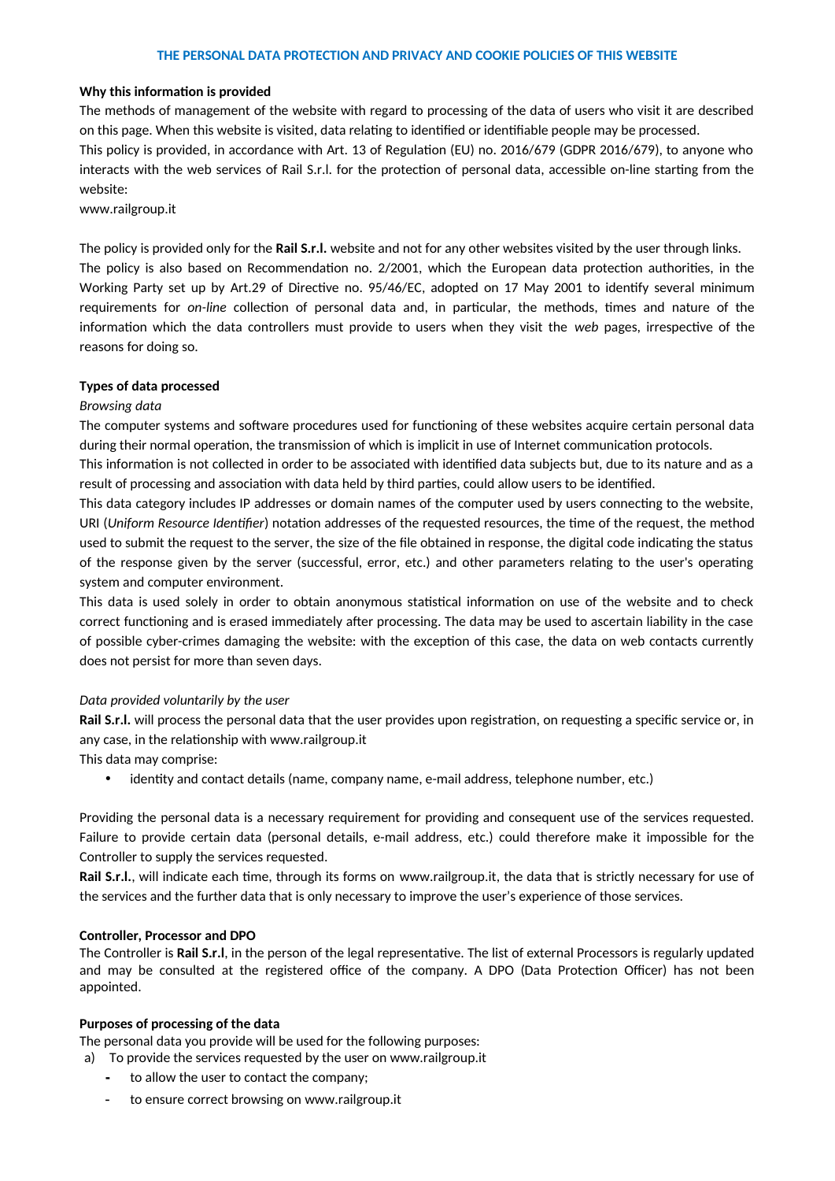# THE PERSONAL DATA PROTECTION AND PRIVACY AND COOKIE POLICIES OF THIS WEBSITE

**Why this information is provided**

The methods of management of the website with regard to processing of the data of users who visit it are described on this page. When this website is visited, data relating to identified or identifiable people may be processed.

This policy is provided, in accordance with Art. 13 of Regulation (EU) no. 2016/679 (GDPR 2016/679), to anyone who interacts with the web services of Rail S.r.l. for the protection of personal data, accessible on-line starting from the website:

www.railgroup.it

The policy is provided only for the **Rail S.r.l.** website and not for any other websites visited by the user through links.

The policy is also based on Recommendation no. 2/2001, which the European data protection authorities, in the Working Party set up by Art.29 of Directive no. 95/46/EC, adopted on 17 May 2001 to identify several minimum requirements for *on-line* collection of personal data and, in particular, the methods, times and nature of the information which the data controllers must provide to users when they visit the *web* pages, irrespective of the reasons for doing so.

**Types of data processed**

*Browsing data*

The computer systems and software procedures used for functioning of these websites acquire certain personal data during their normal operation, the transmission of which is implicit in use of Internet communication protocols.

This information is not collected in order to be associated with identified data subjects but, due to its nature and as a result of processing and association with data held by third parties, could allow users to be identified.

This data category includes IP addresses or domain names of the computer used by users connecting to the website, URI (*Uniform Resource Identifier*) notation addresses of the requested resources, the time of the request, the method used to submit the request to the server, the size of the file obtained in response, the digital code indicating the status of the response given by the server (successful, error, etc.) and other parameters relating to the user's operating system and computer environment.

This data is used solely in order to obtain anonymous statistical information on use of the website and to check correct functioning and is erased immediately after processing. The data may be used to ascertain liability in the case of possible cyber-crimes damaging the website: with the exception of this case, the data on web contacts currently does not persist for more than seven days.

*Data provided voluntarily by the user*

**Rail S.r.l.** will process the personal data that the user provides upon registration, on requesting a specific service or, in any case, in the relationship with www.railgroup.it

This data may comprise:

- identity and contact details (name, company name, e-mail address, telephone number, etc.)

Providing the personal data is a necessary requirement for providing and consequent use of the services requested. Failure to provide certain data (personal details, e-mail address, etc.) could therefore make it impossible for the Controller to supply the services requested.

**Rail S.r.l.**, will indicate each time, through its forms on www.railgroup.it, the data that is strictly necessary for use of the services and the further data that is only necessary to improve the user's experience of those services.

**Controller, Processor and DPO**

The Controller is **Rail S.r.l**, in the person of the legal representative. The list of external Processors is regularly updated and may be consulted at the registered office of the company. A DPO (Data Protection Officer) has not been appointed.

**Purposes of processing of the data**

The personal data you provide will be used for the following purposes:

a) To provide the services requested by the user on www.railgroup.it
   - to allow the user to contact the company;
   - to ensure correct browsing on www.railgroup.it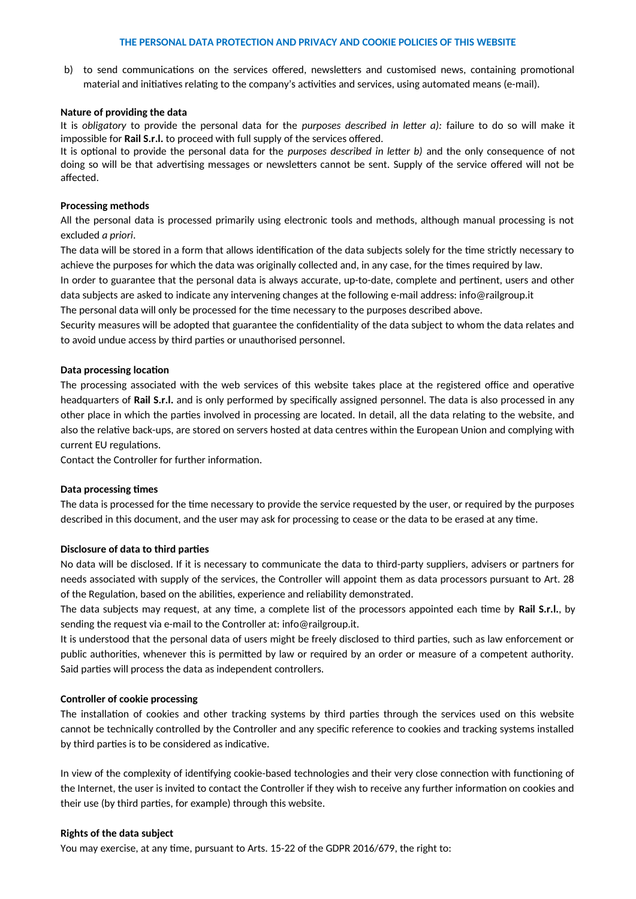b) to send communications on the services offered, newsletters and customised news, containing promotional material and initiatives relating to the company's activities and services, using automated means (e-mail).

**Nature of providing the data**

It is *obligatory* to provide the personal data for the *purposes described in letter a):* failure to do so will make it impossible for **Rail S.r.l.** to proceed with full supply of the services offered.

It is optional to provide the personal data for the *purposes described in letter b)* and the only consequence of not doing so will be that advertising messages or newsletters cannot be sent. Supply of the service offered will not be affected.

**Processing methods**

All the personal data is processed primarily using electronic tools and methods, although manual processing is not excluded *a priori*.

The data will be stored in a form that allows identification of the data subjects solely for the time strictly necessary to achieve the purposes for which the data was originally collected and, in any case, for the times required by law.

In order to guarantee that the personal data is always accurate, up-to-date, complete and pertinent, users and other data subjects are asked to indicate any intervening changes at the following e-mail address: info@railgroup.it

The personal data will only be processed for the time necessary to the purposes described above.

Security measures will be adopted that guarantee the confidentiality of the data subject to whom the data relates and to avoid undue access by third parties or unauthorised personnel.

**Data processing location**

The processing associated with the web services of this website takes place at the registered office and operative headquarters of **Rail S.r.l.** and is only performed by specifically assigned personnel. The data is also processed in any other place in which the parties involved in processing are located. In detail, all the data relating to the website, and also the relative back-ups, are stored on servers hosted at data centres within the European Union and complying with current EU regulations.

Contact the Controller for further information.

**Data processing times**

The data is processed for the time necessary to provide the service requested by the user, or required by the purposes described in this document, and the user may ask for processing to cease or the data to be erased at any time.

**Disclosure of data to third parties**

No data will be disclosed. If it is necessary to communicate the data to third-party suppliers, advisers or partners for needs associated with supply of the services, the Controller will appoint them as data processors pursuant to Art. 28 of the Regulation, based on the abilities, experience and reliability demonstrated.

The data subjects may request, at any time, a complete list of the processors appointed each time by **Rail S.r.l.**, by sending the request via e-mail to the Controller at: info@railgroup.it.

It is understood that the personal data of users might be freely disclosed to third parties, such as law enforcement or public authorities, whenever this is permitted by law or required by an order or measure of a competent authority. Said parties will process the data as independent controllers.

**Controller of cookie processing**

The installation of cookies and other tracking systems by third parties through the services used on this website cannot be technically controlled by the Controller and any specific reference to cookies and tracking systems installed by third parties is to be considered as indicative.

In view of the complexity of identifying cookie-based technologies and their very close connection with functioning of the Internet, the user is invited to contact the Controller if they wish to receive any further information on cookies and their use (by third parties, for example) through this website.

**Rights of the data subject**

You may exercise, at any time, pursuant to Arts. 15-22 of the GDPR 2016/679, the right to: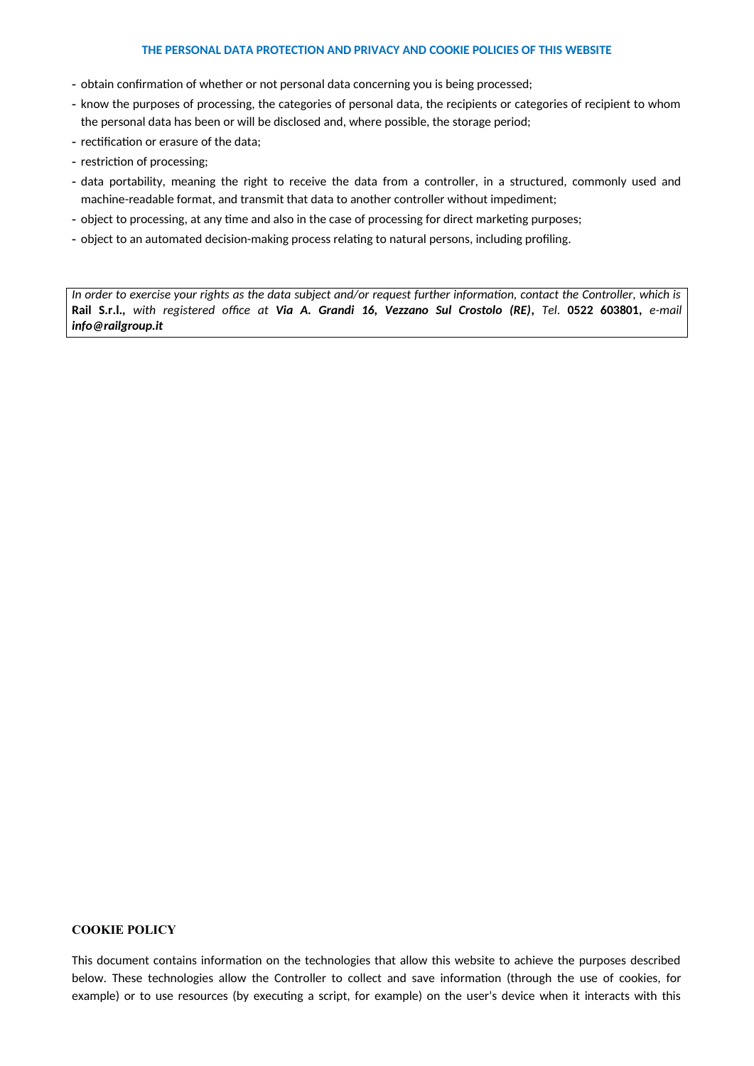- obtain confirmation of whether or not personal data concerning you is being processed;
- know the purposes of processing, the categories of personal data, the recipients or categories of recipient to whom the personal data has been or will be disclosed and, where possible, the storage period;
- rectification or erasure of the data;
- restriction of processing;
- data portability, meaning the right to receive the data from a controller, in a structured, commonly used and machine-readable format, and transmit that data to another controller without impediment;
- object to processing, at any time and also in the case of processing for direct marketing purposes;
- object to an automated decision-making process relating to natural persons, including profiling.

*In order to exercise your rights as the data subject and/or request further information, contact the Controller, which is* **Rail S.r.l.,** *with registered office at* ***Via A. Grandi 16, Vezzano Sul Crostolo (RE)***, *Tel*. **0522 603801,** *e-mail* ***info@railgroup.it***

## COOKIE POLICY

This document contains information on the technologies that allow this website to achieve the purposes described below. These technologies allow the Controller to collect and save information (through the use of cookies, for example) or to use resources (by executing a script, for example) on the user's device when it interacts with this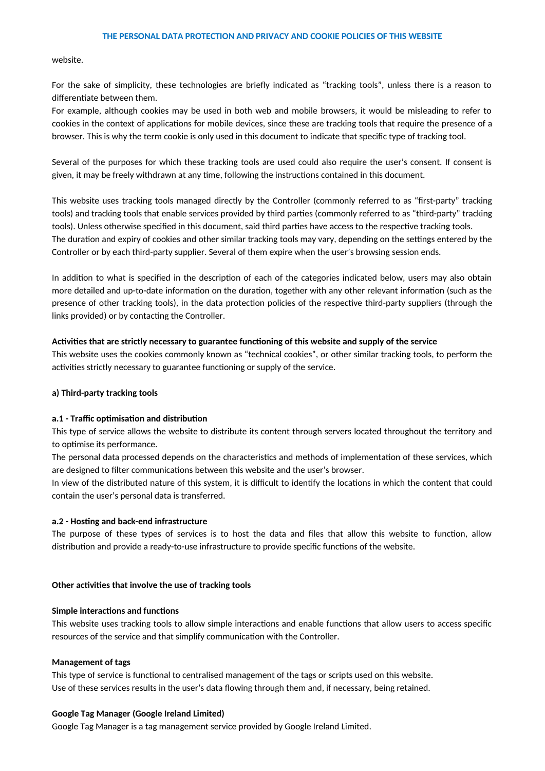website.

For the sake of simplicity, these technologies are briefly indicated as “tracking tools”, unless there is a reason to differentiate between them.
For example, although cookies may be used in both web and mobile browsers, it would be misleading to refer to cookies in the context of applications for mobile devices, since these are tracking tools that require the presence of a browser. This is why the term cookie is only used in this document to indicate that specific type of tracking tool.

Several of the purposes for which these tracking tools are used could also require the user’s consent. If consent is given, it may be freely withdrawn at any time, following the instructions contained in this document.

This website uses tracking tools managed directly by the Controller (commonly referred to as “first-party” tracking tools) and tracking tools that enable services provided by third parties (commonly referred to as “third-party” tracking tools). Unless otherwise specified in this document, said third parties have access to the respective tracking tools.
The duration and expiry of cookies and other similar tracking tools may vary, depending on the settings entered by the Controller or by each third-party supplier. Several of them expire when the user’s browsing session ends.

In addition to what is specified in the description of each of the categories indicated below, users may also obtain more detailed and up-to-date information on the duration, together with any other relevant information (such as the presence of other tracking tools), in the data protection policies of the respective third-party suppliers (through the links provided) or by contacting the Controller.

**Activities that are strictly necessary to guarantee functioning of this website and supply of the service**
This website uses the cookies commonly known as “technical cookies”, or other similar tracking tools, to perform the activities strictly necessary to guarantee functioning or supply of the service.

**a) Third-party tracking tools**

**a.1 - Traffic optimisation and distribution**
This type of service allows the website to distribute its content through servers located throughout the territory and to optimise its performance.
The personal data processed depends on the characteristics and methods of implementation of these services, which are designed to filter communications between this website and the user’s browser.
In view of the distributed nature of this system, it is difficult to identify the locations in which the content that could contain the user’s personal data is transferred.

**a.2 - Hosting and back-end infrastructure**
The purpose of these types of services is to host the data and files that allow this website to function, allow distribution and provide a ready-to-use infrastructure to provide specific functions of the website.

**Other activities that involve the use of tracking tools**

**Simple interactions and functions**
This website uses tracking tools to allow simple interactions and enable functions that allow users to access specific resources of the service and that simplify communication with the Controller.

**Management of tags**
This type of service is functional to centralised management of the tags or scripts used on this website.
Use of these services results in the user’s data flowing through them and, if necessary, being retained.

**Google Tag Manager (Google Ireland Limited)**
Google Tag Manager is a tag management service provided by Google Ireland Limited.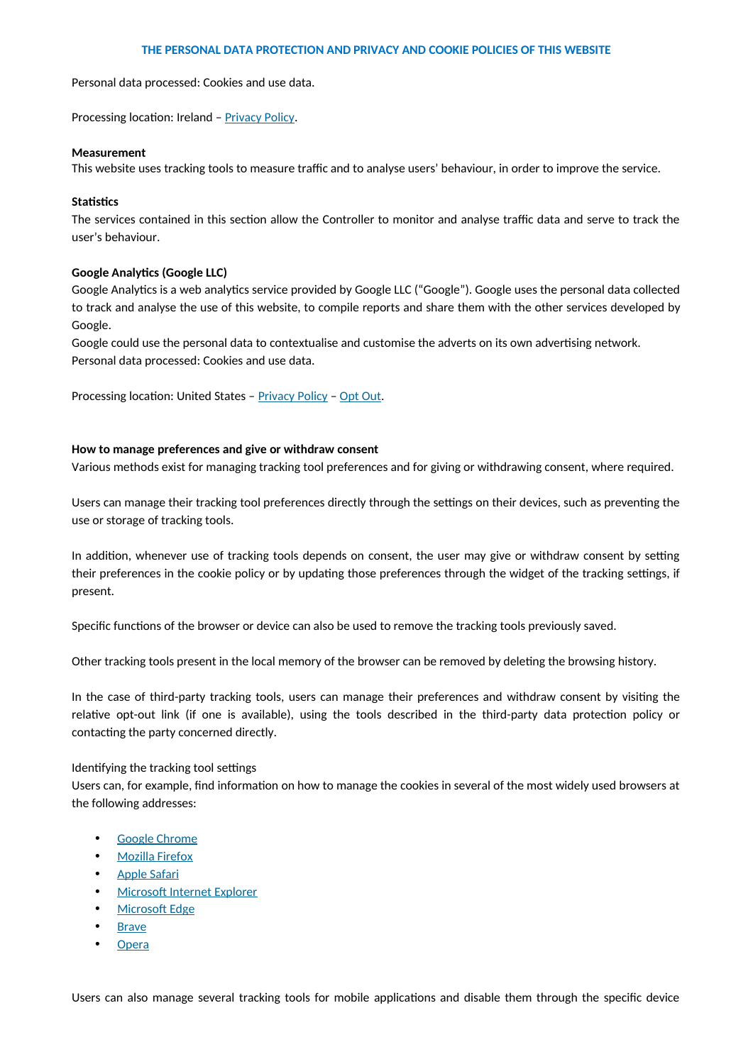**THE PERSONAL DATA PROTECTION AND PRIVACY AND COOKIE POLICIES OF THIS WEBSITE**

Personal data processed: Cookies and use data.

Processing location: Ireland – Privacy Policy.

**Measurement**
This website uses tracking tools to measure traffic and to analyse users' behaviour, in order to improve the service.

**Statistics**
The services contained in this section allow the Controller to monitor and analyse traffic data and serve to track the user's behaviour.

**Google Analytics (Google LLC)**
Google Analytics is a web analytics service provided by Google LLC ("Google"). Google uses the personal data collected to track and analyse the use of this website, to compile reports and share them with the other services developed by Google.
Google could use the personal data to contextualise and customise the adverts on its own advertising network.
Personal data processed: Cookies and use data.

Processing location: United States – Privacy Policy – Opt Out.

**How to manage preferences and give or withdraw consent**
Various methods exist for managing tracking tool preferences and for giving or withdrawing consent, where required.

Users can manage their tracking tool preferences directly through the settings on their devices, such as preventing the use or storage of tracking tools.

In addition, whenever use of tracking tools depends on consent, the user may give or withdraw consent by setting their preferences in the cookie policy or by updating those preferences through the widget of the tracking settings, if present.

Specific functions of the browser or device can also be used to remove the tracking tools previously saved.

Other tracking tools present in the local memory of the browser can be removed by deleting the browsing history.

In the case of third-party tracking tools, users can manage their preferences and withdraw consent by visiting the relative opt-out link (if one is available), using the tools described in the third-party data protection policy or contacting the party concerned directly.

Identifying the tracking tool settings
Users can, for example, find information on how to manage the cookies in several of the most widely used browsers at the following addresses:

- Google Chrome
- Mozilla Firefox
- Apple Safari
- Microsoft Internet Explorer
- Microsoft Edge
- Brave
- Opera

Users can also manage several tracking tools for mobile applications and disable them through the specific device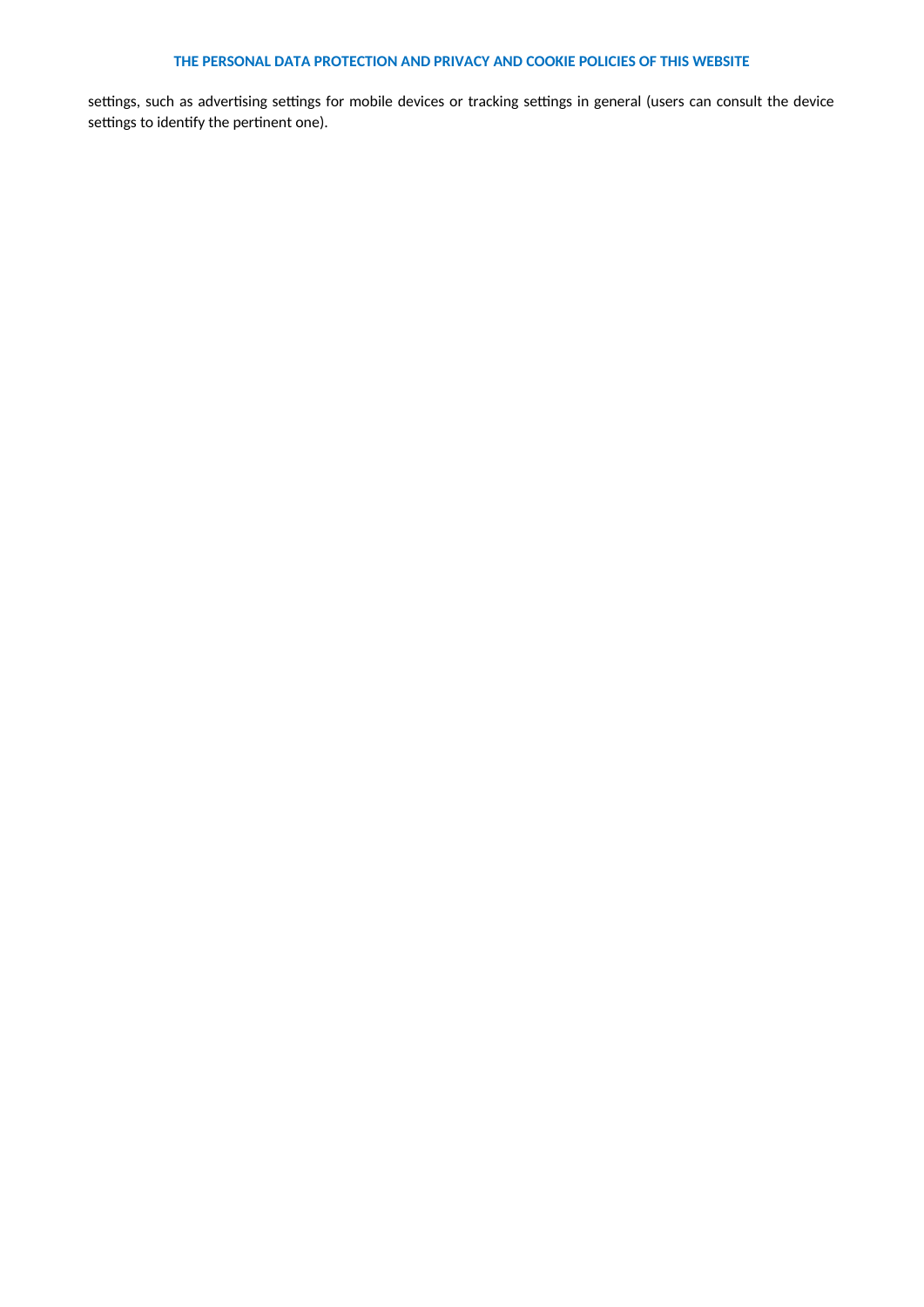settings, such as advertising settings for mobile devices or tracking settings in general (users can consult the device settings to identify the pertinent one).